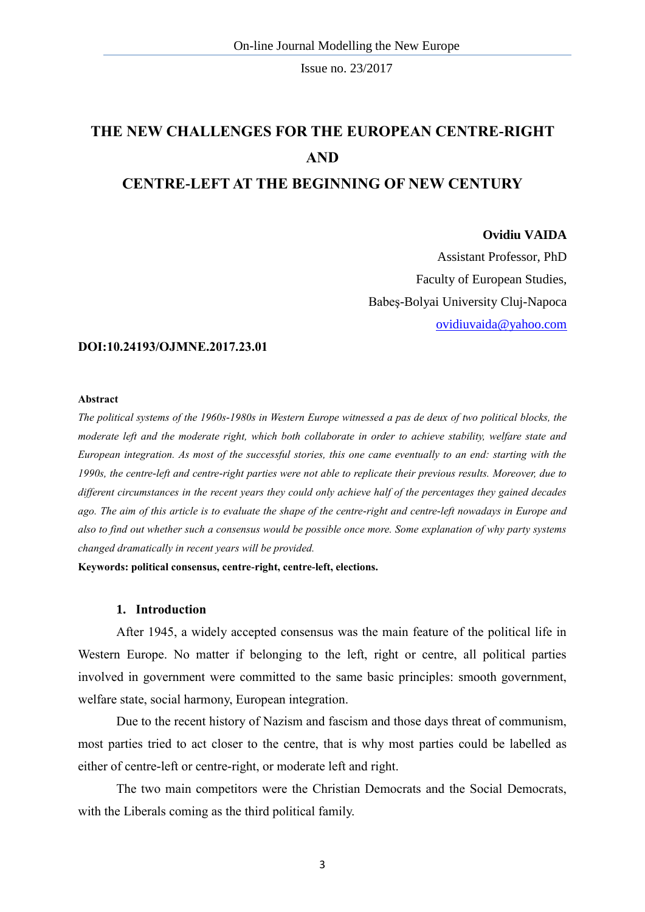# THE NEW CHALLENGES FOR THE EUROPEAN CENTRE-RIGHT AND CENTRE-LEFT AT THE BEGINNING OF NEW CENTURY

**Ovidiu VAIDA**

Assistant Professor, PhD

Faculty of European Studies,

Babeş-Bolyai University Cluj-Napoca

ovidiuvaida@yahoo.com

**DOI:10.24193/OJMNE.2017.23.01**

#### Abstract

*The political systems of the 1960s-1980s in Western Europe witnessed a pas de deux of two political blocks, the moderate left and the moderate right, which both collaborate in order to achieve stability, welfare state and European integration. As most of the successful stories, this one came eventually to an end: starting with the 1990s, the centre-left and centre-right parties were not able to replicate their previous results. Moreover, due to different circumstances in the recent years they could only achieve half of the percentages they gained decades ago. The aim of this article is to evaluate the shape of the centre-right and centre-left nowadays in Europe and also to find out whether such a consensus would be possible once more. Some explanation of why party systems changed dramatically in recent years will be provided.*

**Keywords: political consensus, centre-right, centre-left, elections.**

## 1. Introduction

After 1945, a widely accepted consensus was the main feature of the political life in Western Europe. No matter if belonging to the left, right or centre, all political parties involved in government were committed to the same basic principles: smooth government, welfare state, social harmony, European integration.

Due to the recent history of Nazism and fascism and those days threat of communism, most parties tried to act closer to the centre, that is why most parties could be labelled as either of centre-left or centre-right, or moderate left and right.

The two main competitors were the Christian Democrats and the Social Democrats, with the Liberals coming as the third political family.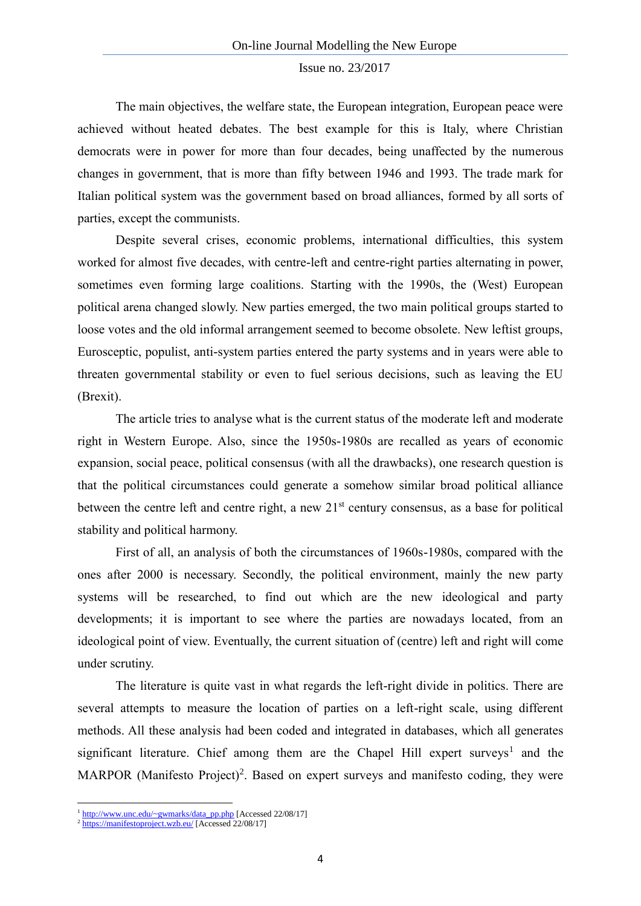The main objectives, the welfare state, the European integration, European peace were achieved without heated debates. The best example for this is Italy, where Christian democrats were in power for more than four decades, being unaffected by the numerous changes in government, that is more than fifty between 1946 and 1993. The trade mark for Italian political system was the government based on broad alliances, formed by all sorts of parties, except the communists.

Despite several crises, economic problems, international difficulties, this system worked for almost five decades, with centre-left and centre-right parties alternating in power, sometimes even forming large coalitions. Starting with the 1990s, the (West) European political arena changed slowly. New parties emerged, the two main political groups started to loose votes and the old informal arrangement seemed to become obsolete. New leftist groups, Eurosceptic, populist, anti-system parties entered the party systems and in years were able to threaten governmental stability or even to fuel serious decisions, such as leaving the EU (Brexit).

The article tries to analyse what is the current status of the moderate left and moderate right in Western Europe. Also, since the 1950s-1980s are recalled as years of economic expansion, social peace, political consensus (with all the drawbacks), one research question is that the political circumstances could generate a somehow similar broad political alliance between the centre left and centre right, a new 21st century consensus, as a base for political stability and political harmony.

First of all, an analysis of both the circumstances of 1960s-1980s, compared with the ones after 2000 is necessary. Secondly, the political environment, mainly the new party systems will be researched, to find out which are the new ideological and party developments; it is important to see where the parties are nowadays located, from an ideological point of view. Eventually, the current situation of (centre) left and right will come under scrutiny.

The literature is quite vast in what regards the left-right divide in politics. There are several attempts to measure the location of parties on a left-right scale, using different methods. All these analysis had been coded and integrated in databases, which all generates significant literature. Chief among them are the Chapel Hill expert surveys[1] and the MARPOR (Manifesto Project)[2]. Based on expert surveys and manifesto coding, they were

---

[1] http://www.unc.edu/~gwmarks/data_pp.php [Accessed 22/08/17]

[2] https://manifestoproject.wzb.eu/ [Accessed 22/08/17]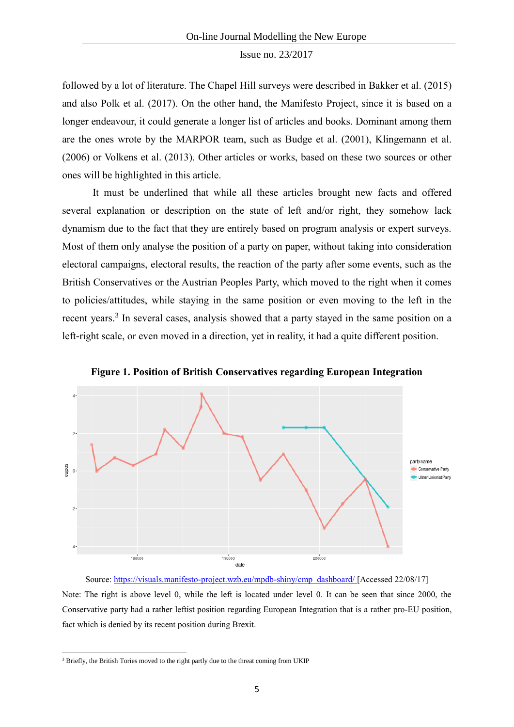followed by a lot of literature. The Chapel Hill surveys were described in Bakker et al. (2015) and also Polk et al. (2017). On the other hand, the Manifesto Project, since it is based on a longer endeavour, it could generate a longer list of articles and books. Dominant among them are the ones wrote by the MARPOR team, such as Budge et al. (2001), Klingemann et al. (2006) or Volkens et al. (2013). Other articles or works, based on these two sources or other ones will be highlighted in this article.

It must be underlined that while all these articles brought new facts and offered several explanation or description on the state of left and/or right, they somehow lack dynamism due to the fact that they are entirely based on program analysis or expert surveys. Most of them only analyse the position of a party on paper, without taking into consideration electoral campaigns, electoral results, the reaction of the party after some events, such as the British Conservatives or the Austrian Peoples Party, which moved to the right when it comes to policies/attitudes, while staying in the same position or even moving to the left in the recent years.[3] In several cases, analysis showed that a party stayed in the same position on a left-right scale, or even moved in a direction, yet in reality, it had a quite different position.

**Figure 1. Position of British Conservatives regarding European Integration**

Source: https://visuals.manifesto-project.wzb.eu/mpdb-shiny/cmp_dashboard/ [Accessed 22/08/17]

Note: The right is above level 0, while the left is located under level 0. It can be seen that since 2000, the Conservative party had a rather leftist position regarding European Integration that is a rather pro-EU position, fact which is denied by its recent position during Brexit.

[3] Briefly, the British Tories moved to the right partly due to the threat coming from UKIP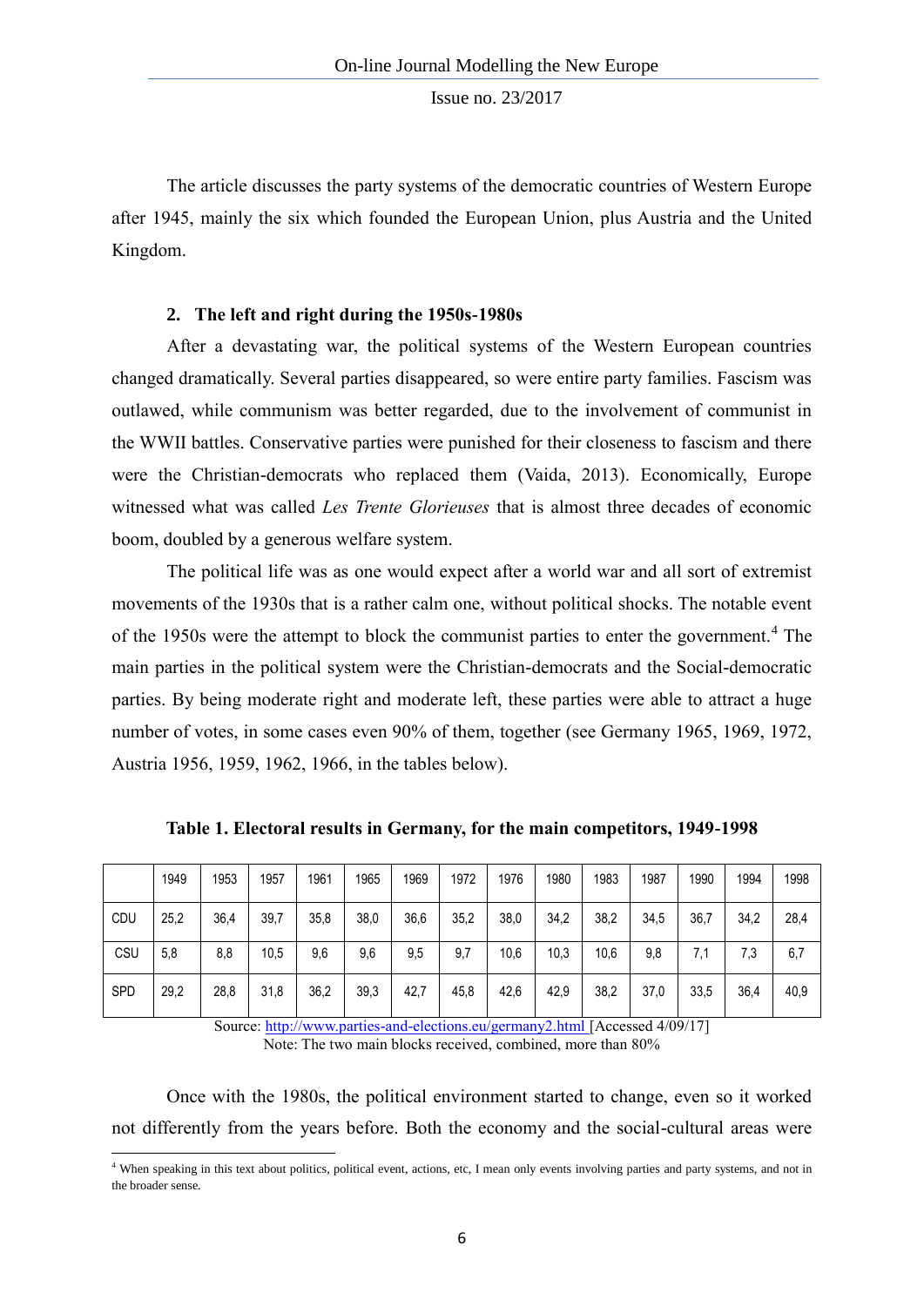The article discusses the party systems of the democratic countries of Western Europe after 1945, mainly the six which founded the European Union, plus Austria and the United Kingdom.

## 2. The left and right during the 1950s-1980s

After a devastating war, the political systems of the Western European countries changed dramatically. Several parties disappeared, so were entire party families. Fascism was outlawed, while communism was better regarded, due to the involvement of communist in the WWII battles. Conservative parties were punished for their closeness to fascism and there were the Christian-democrats who replaced them (Vaida, 2013). Economically, Europe witnessed what was called *Les Trente Glorieuses* that is almost three decades of economic boom, doubled by a generous welfare system.

The political life was as one would expect after a world war and all sort of extremist movements of the 1930s that is a rather calm one, without political shocks. The notable event of the 1950s were the attempt to block the communist parties to enter the government.[4] The main parties in the political system were the Christian-democrats and the Social-democratic parties. By being moderate right and moderate left, these parties were able to attract a huge number of votes, in some cases even 90% of them, together (see Germany 1965, 1969, 1972, Austria 1956, 1959, 1962, 1966, in the tables below).

**Table 1. Electoral results in Germany, for the main competitors, 1949-1998**

| | 1949 | 1953 | 1957 | 1961 | 1965 | 1969 | 1972 | 1976 | 1980 | 1983 | 1987 | 1990 | 1994 | 1998 |
|---|---|---|---|---|---|---|---|---|---|---|---|---|---|---|
| CDU | 25,2 | 36,4 | 39,7 | 35,8 | 38,0 | 36,6 | 35,2 | 38,0 | 34,2 | 38,2 | 34,5 | 36,7 | 34,2 | 28,4 |
| CSU | 5,8 | 8,8 | 10,5 | 9,6 | 9,6 | 9,5 | 9,7 | 10,6 | 10,3 | 10,6 | 9,8 | 7,1 | 7,3 | 6,7 |
| SPD | 29,2 | 28,8 | 31,8 | 36,2 | 39,3 | 42,7 | 45,8 | 42,6 | 42,9 | 38,2 | 37,0 | 33,5 | 36,4 | 40,9 |

Source: http://www.parties-and-elections.eu/germany2.html [Accessed 4/09/17]

Note: The two main blocks received, combined, more than 80%

Once with the 1980s, the political environment started to change, even so it worked not differently from the years before. Both the economy and the social-cultural areas were

[4] When speaking in this text about politics, political event, actions, etc, I mean only events involving parties and party systems, and not in the broader sense.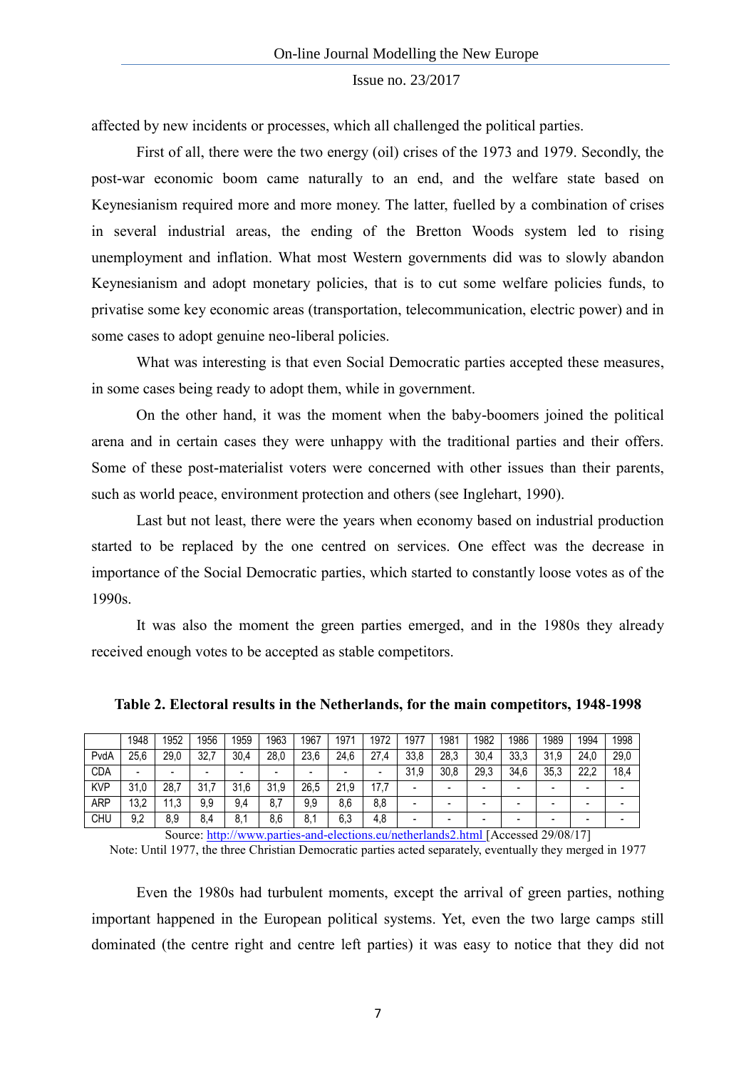affected by new incidents or processes, which all challenged the political parties.

First of all, there were the two energy (oil) crises of the 1973 and 1979. Secondly, the post-war economic boom came naturally to an end, and the welfare state based on Keynesianism required more and more money. The latter, fuelled by a combination of crises in several industrial areas, the ending of the Bretton Woods system led to rising unemployment and inflation. What most Western governments did was to slowly abandon Keynesianism and adopt monetary policies, that is to cut some welfare policies funds, to privatise some key economic areas (transportation, telecommunication, electric power) and in some cases to adopt genuine neo-liberal policies.

What was interesting is that even Social Democratic parties accepted these measures, in some cases being ready to adopt them, while in government.

On the other hand, it was the moment when the baby-boomers joined the political arena and in certain cases they were unhappy with the traditional parties and their offers. Some of these post-materialist voters were concerned with other issues than their parents, such as world peace, environment protection and others (see Inglehart, 1990).

Last but not least, there were the years when economy based on industrial production started to be replaced by the one centred on services. One effect was the decrease in importance of the Social Democratic parties, which started to constantly loose votes as of the 1990s.

It was also the moment the green parties emerged, and in the 1980s they already received enough votes to be accepted as stable competitors.

**Table 2. Electoral results in the Netherlands, for the main competitors, 1948-1998**

| | 1948 | 1952 | 1956 | 1959 | 1963 | 1967 | 1971 | 1972 | 1977 | 1981 | 1982 | 1986 | 1989 | 1994 | 1998 |
|---|---|---|---|---|---|---|---|---|---|---|---|---|---|---|---|
| PvdA | 25,6 | 29,0 | 32,7 | 30,4 | 28,0 | 23,6 | 24,6 | 27,4 | 33,8 | 28,3 | 30,4 | 33,3 | 31,9 | 24,0 | 29,0 |
| CDA | - | - | - | - | - | - | - | - | 31,9 | 30,8 | 29,3 | 34,6 | 35,3 | 22,2 | 18,4 |
| KVP | 31,0 | 28,7 | 31,7 | 31,6 | 31,9 | 26,5 | 21,9 | 17,7 | - | - | - | - | - | - | - |
| ARP | 13,2 | 11,3 | 9,9 | 9,4 | 8,7 | 9,9 | 8,6 | 8,8 | - | - | - | - | - | - | - |
| CHU | 9,2 | 8,9 | 8,4 | 8,1 | 8,6 | 8,1 | 6,3 | 4,8 | - | - | - | - | - | - | - |

Source: http://www.parties-and-elections.eu/netherlands2.html [Accessed 29/08/17]

Note: Until 1977, the three Christian Democratic parties acted separately, eventually they merged in 1977

Even the 1980s had turbulent moments, except the arrival of green parties, nothing important happened in the European political systems. Yet, even the two large camps still dominated (the centre right and centre left parties) it was easy to notice that they did not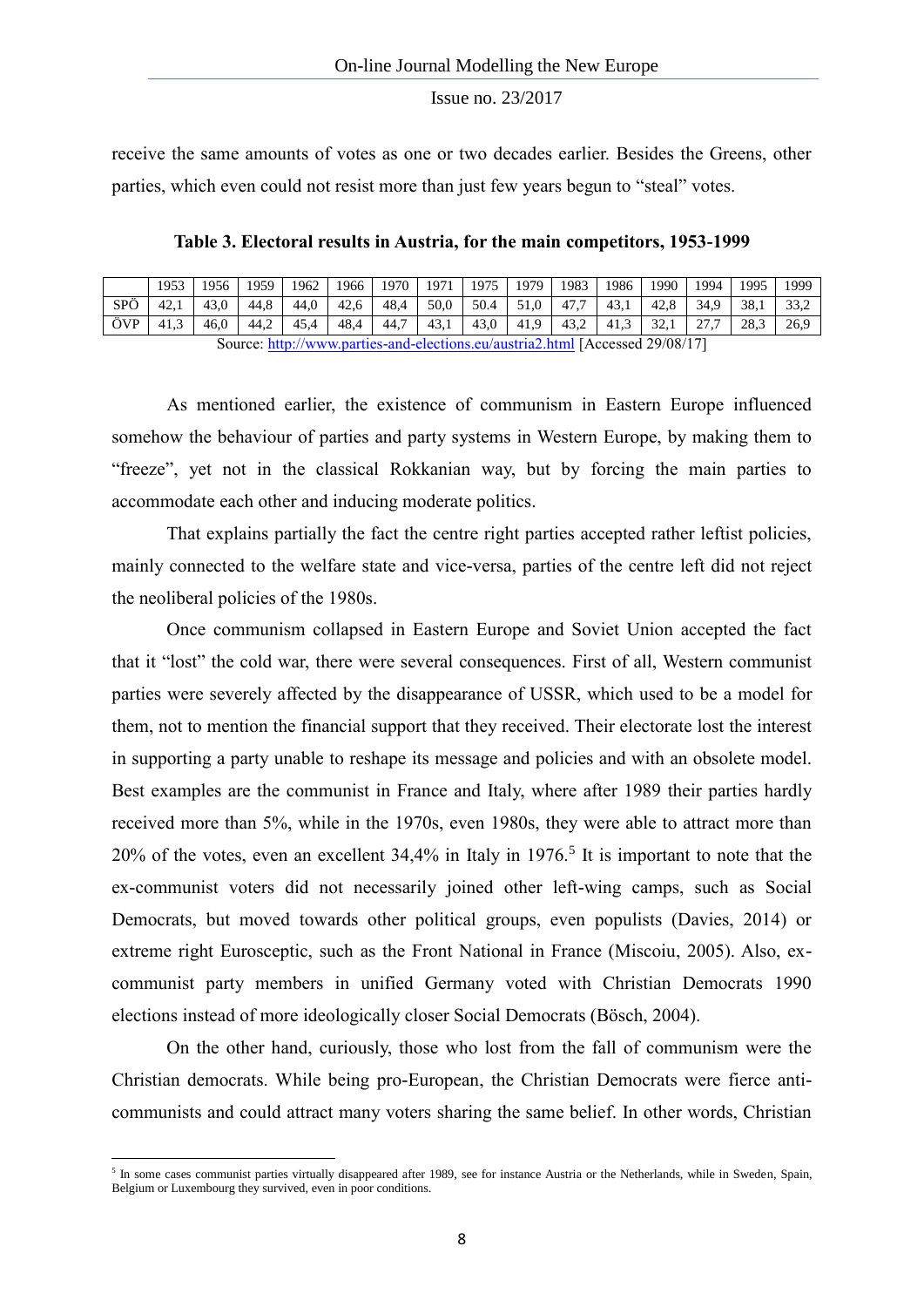receive the same amounts of votes as one or two decades earlier. Besides the Greens, other parties, which even could not resist more than just few years begun to "steal" votes.

**Table 3. Electoral results in Austria, for the main competitors, 1953-1999**

| | 1953 | 1956 | 1959 | 1962 | 1966 | 1970 | 1971 | 1975 | 1979 | 1983 | 1986 | 1990 | 1994 | 1995 | 1999 |
|---|---|---|---|---|---|---|---|---|---|---|---|---|---|---|---|
| SPÖ | 42,1 | 43,0 | 44,8 | 44,0 | 42,6 | 48,4 | 50,0 | 50.4 | 51,0 | 47,7 | 43,1 | 42,8 | 34,9 | 38,1 | 33,2 |
| ÖVP | 41,3 | 46,0 | 44,2 | 45,4 | 48,4 | 44,7 | 43,1 | 43,0 | 41,9 | 43,2 | 41,3 | 32,1 | 27,7 | 28,3 | 26,9 |

Source: http://www.parties-and-elections.eu/austria2.html [Accessed 29/08/17]

As mentioned earlier, the existence of communism in Eastern Europe influenced somehow the behaviour of parties and party systems in Western Europe, by making them to "freeze", yet not in the classical Rokkanian way, but by forcing the main parties to accommodate each other and inducing moderate politics.

That explains partially the fact the centre right parties accepted rather leftist policies, mainly connected to the welfare state and vice-versa, parties of the centre left did not reject the neoliberal policies of the 1980s.

Once communism collapsed in Eastern Europe and Soviet Union accepted the fact that it "lost" the cold war, there were several consequences. First of all, Western communist parties were severely affected by the disappearance of USSR, which used to be a model for them, not to mention the financial support that they received. Their electorate lost the interest in supporting a party unable to reshape its message and policies and with an obsolete model. Best examples are the communist in France and Italy, where after 1989 their parties hardly received more than 5%, while in the 1970s, even 1980s, they were able to attract more than 20% of the votes, even an excellent 34,4% in Italy in 1976.[5] It is important to note that the ex-communist voters did not necessarily joined other left-wing camps, such as Social Democrats, but moved towards other political groups, even populists (Davies, 2014) or extreme right Eurosceptic, such as the Front National in France (Miscoiu, 2005). Also, ex-communist party members in unified Germany voted with Christian Democrats 1990 elections instead of more ideologically closer Social Democrats (Bösch, 2004).

On the other hand, curiously, those who lost from the fall of communism were the Christian democrats. While being pro-European, the Christian Democrats were fierce anti-communists and could attract many voters sharing the same belief. In other words, Christian

[5] In some cases communist parties virtually disappeared after 1989, see for instance Austria or the Netherlands, while in Sweden, Spain, Belgium or Luxembourg they survived, even in poor conditions.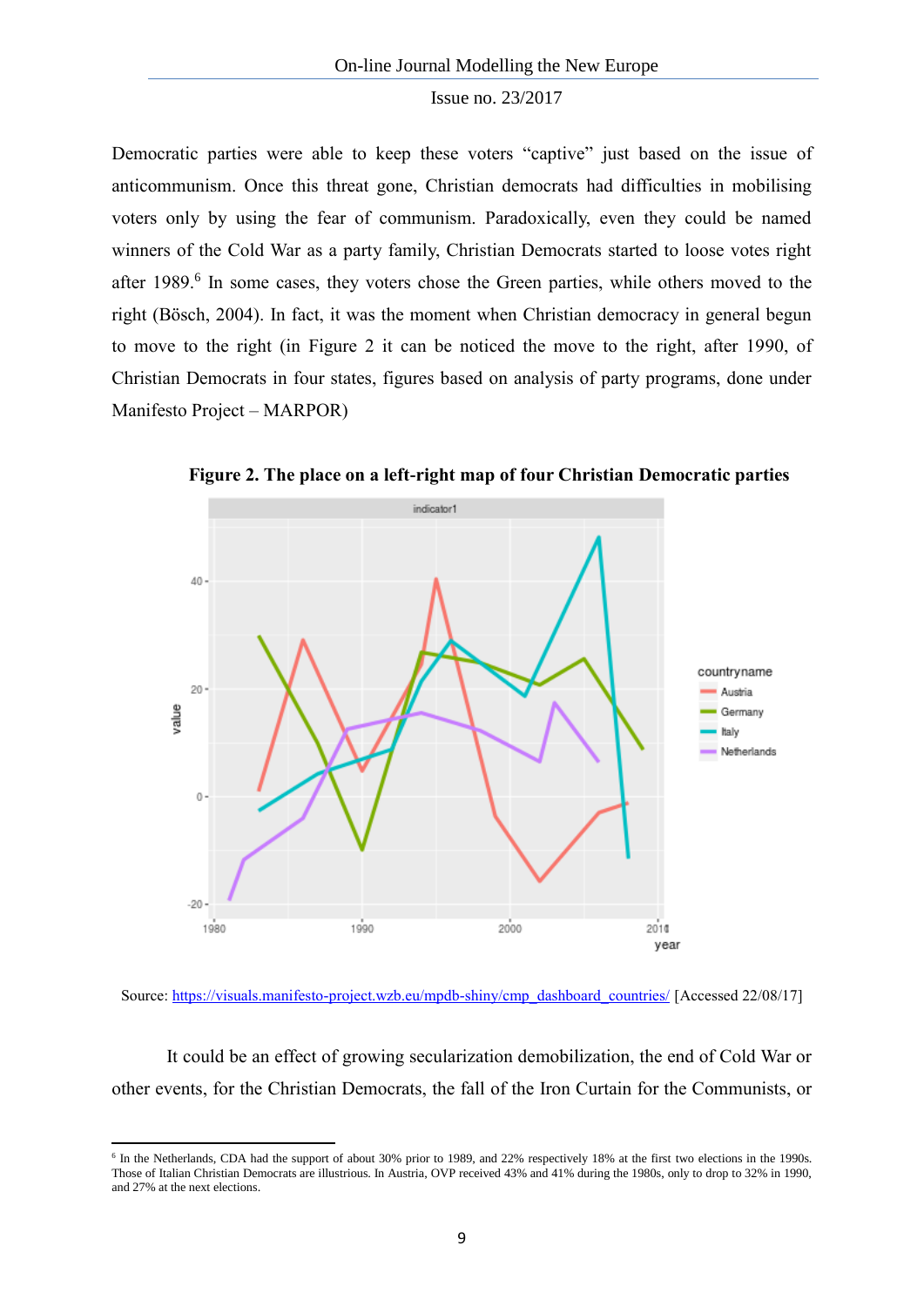Democratic parties were able to keep these voters "captive" just based on the issue of anticommunism. Once this threat gone, Christian democrats had difficulties in mobilising voters only by using the fear of communism. Paradoxically, even they could be named winners of the Cold War as a party family, Christian Democrats started to loose votes right after 1989.[6] In some cases, they voters chose the Green parties, while others moved to the right (Bösch, 2004). In fact, it was the moment when Christian democracy in general begun to move to the right (in Figure 2 it can be noticed the move to the right, after 1990, of Christian Democrats in four states, figures based on analysis of party programs, done under Manifesto Project – MARPOR)

**Figure 2. The place on a left-right map of four Christian Democratic parties**

Source: https://visuals.manifesto-project.wzb.eu/mpdb-shiny/cmp_dashboard_countries/ [Accessed 22/08/17]

It could be an effect of growing secularization demobilization, the end of Cold War or other events, for the Christian Democrats, the fall of the Iron Curtain for the Communists, or

[6] In the Netherlands, CDA had the support of about 30% prior to 1989, and 22% respectively 18% at the first two elections in the 1990s. Those of Italian Christian Democrats are illustrious. In Austria, OVP received 43% and 41% during the 1980s, only to drop to 32% in 1990, and 27% at the next elections.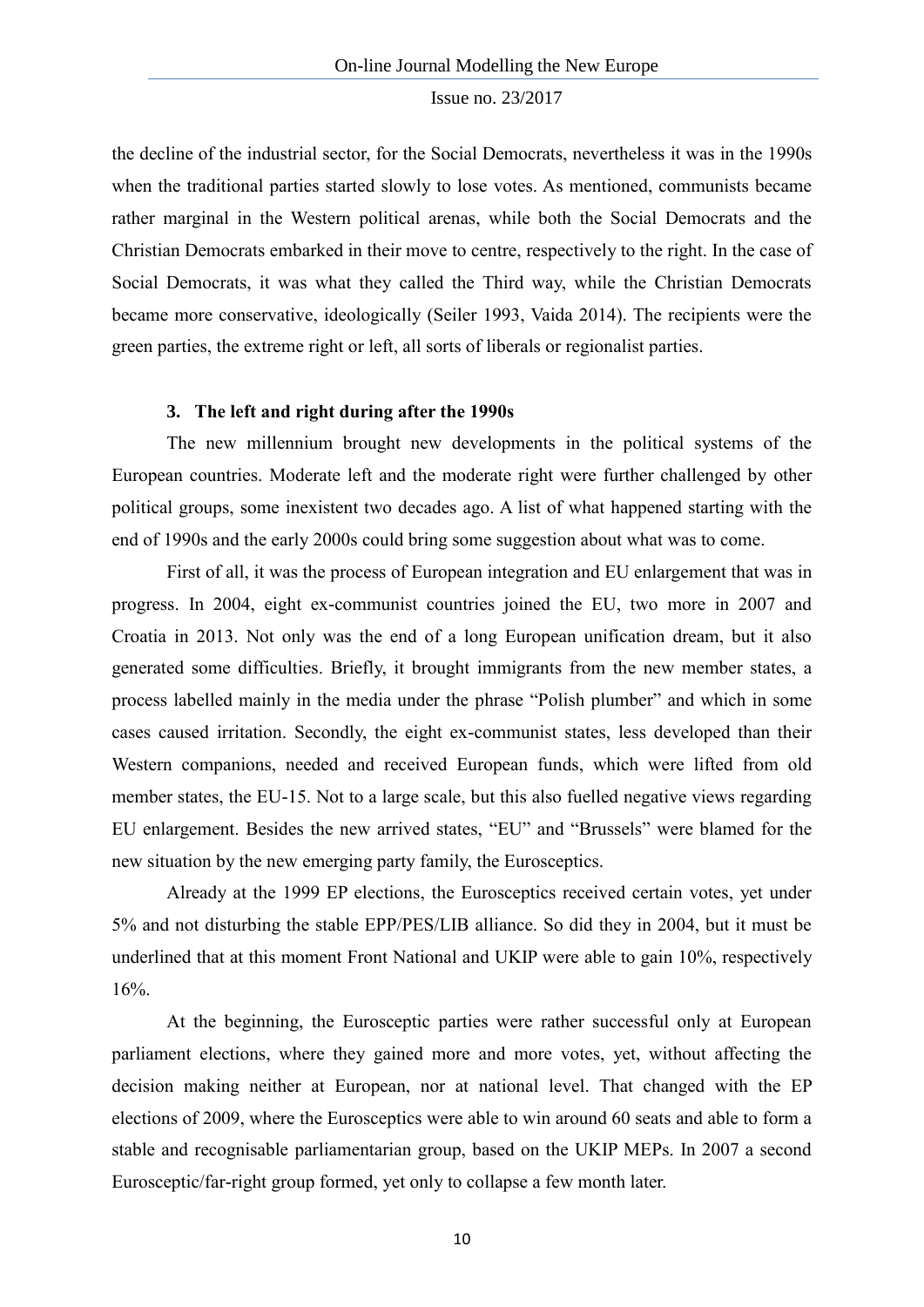the decline of the industrial sector, for the Social Democrats, nevertheless it was in the 1990s when the traditional parties started slowly to lose votes. As mentioned, communists became rather marginal in the Western political arenas, while both the Social Democrats and the Christian Democrats embarked in their move to centre, respectively to the right. In the case of Social Democrats, it was what they called the Third way, while the Christian Democrats became more conservative, ideologically (Seiler 1993, Vaida 2014). The recipients were the green parties, the extreme right or left, all sorts of liberals or regionalist parties.

### 3. The left and right during after the 1990s

The new millennium brought new developments in the political systems of the European countries. Moderate left and the moderate right were further challenged by other political groups, some inexistent two decades ago. A list of what happened starting with the end of 1990s and the early 2000s could bring some suggestion about what was to come.

First of all, it was the process of European integration and EU enlargement that was in progress. In 2004, eight ex-communist countries joined the EU, two more in 2007 and Croatia in 2013. Not only was the end of a long European unification dream, but it also generated some difficulties. Briefly, it brought immigrants from the new member states, a process labelled mainly in the media under the phrase "Polish plumber" and which in some cases caused irritation. Secondly, the eight ex-communist states, less developed than their Western companions, needed and received European funds, which were lifted from old member states, the EU-15. Not to a large scale, but this also fuelled negative views regarding EU enlargement. Besides the new arrived states, "EU" and "Brussels" were blamed for the new situation by the new emerging party family, the Eurosceptics.

Already at the 1999 EP elections, the Eurosceptics received certain votes, yet under 5% and not disturbing the stable EPP/PES/LIB alliance. So did they in 2004, but it must be underlined that at this moment Front National and UKIP were able to gain 10%, respectively 16%.

At the beginning, the Eurosceptic parties were rather successful only at European parliament elections, where they gained more and more votes, yet, without affecting the decision making neither at European, nor at national level. That changed with the EP elections of 2009, where the Eurosceptics were able to win around 60 seats and able to form a stable and recognisable parliamentarian group, based on the UKIP MEPs. In 2007 a second Eurosceptic/far-right group formed, yet only to collapse a few month later.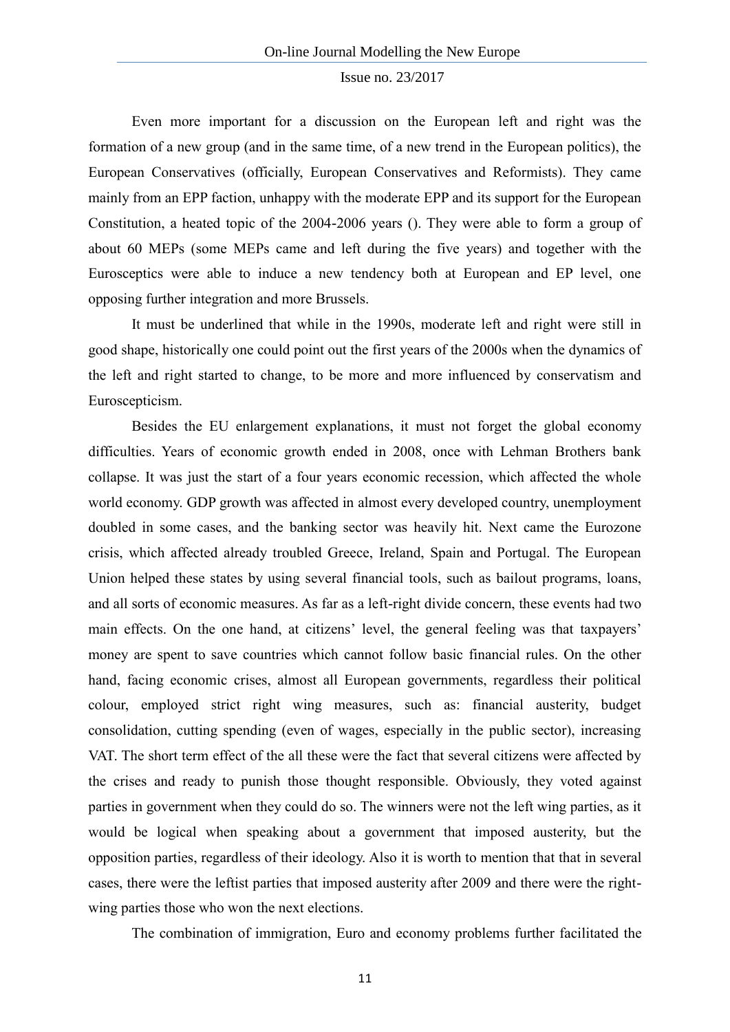Even more important for a discussion on the European left and right was the formation of a new group (and in the same time, of a new trend in the European politics), the European Conservatives (officially, European Conservatives and Reformists). They came mainly from an EPP faction, unhappy with the moderate EPP and its support for the European Constitution, a heated topic of the 2004-2006 years (). They were able to form a group of about 60 MEPs (some MEPs came and left during the five years) and together with the Eurosceptics were able to induce a new tendency both at European and EP level, one opposing further integration and more Brussels.

It must be underlined that while in the 1990s, moderate left and right were still in good shape, historically one could point out the first years of the 2000s when the dynamics of the left and right started to change, to be more and more influenced by conservatism and Euroscepticism.

Besides the EU enlargement explanations, it must not forget the global economy difficulties. Years of economic growth ended in 2008, once with Lehman Brothers bank collapse. It was just the start of a four years economic recession, which affected the whole world economy. GDP growth was affected in almost every developed country, unemployment doubled in some cases, and the banking sector was heavily hit. Next came the Eurozone crisis, which affected already troubled Greece, Ireland, Spain and Portugal. The European Union helped these states by using several financial tools, such as bailout programs, loans, and all sorts of economic measures. As far as a left-right divide concern, these events had two main effects. On the one hand, at citizens' level, the general feeling was that taxpayers' money are spent to save countries which cannot follow basic financial rules. On the other hand, facing economic crises, almost all European governments, regardless their political colour, employed strict right wing measures, such as: financial austerity, budget consolidation, cutting spending (even of wages, especially in the public sector), increasing VAT. The short term effect of the all these were the fact that several citizens were affected by the crises and ready to punish those thought responsible. Obviously, they voted against parties in government when they could do so. The winners were not the left wing parties, as it would be logical when speaking about a government that imposed austerity, but the opposition parties, regardless of their ideology. Also it is worth to mention that that in several cases, there were the leftist parties that imposed austerity after 2009 and there were the right-wing parties those who won the next elections.

The combination of immigration, Euro and economy problems further facilitated the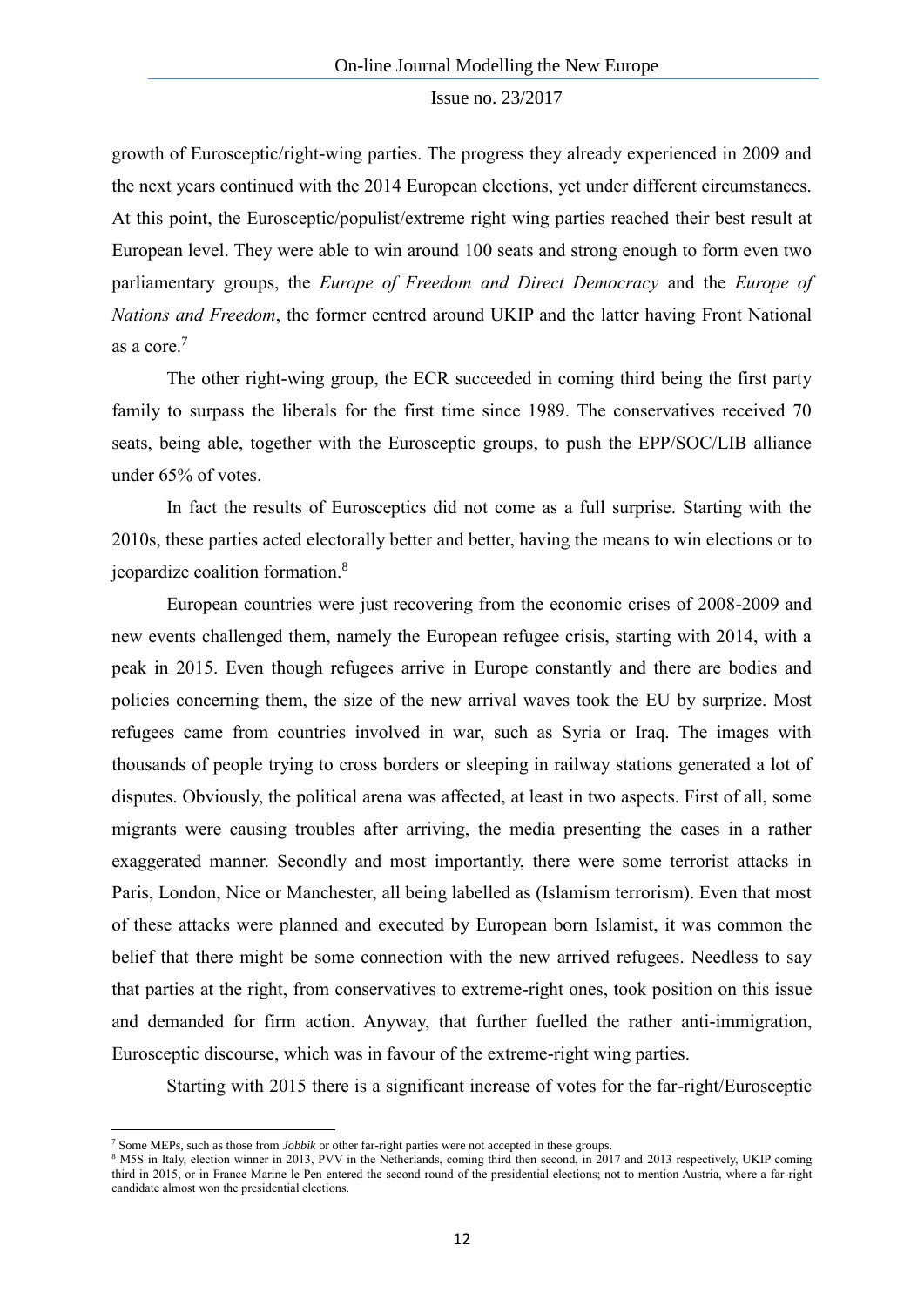growth of Eurosceptic/right-wing parties. The progress they already experienced in 2009 and the next years continued with the 2014 European elections, yet under different circumstances. At this point, the Eurosceptic/populist/extreme right wing parties reached their best result at European level. They were able to win around 100 seats and strong enough to form even two parliamentary groups, the *Europe of Freedom and Direct Democracy* and the *Europe of Nations and Freedom*, the former centred around UKIP and the latter having Front National as a core.[7]

The other right-wing group, the ECR succeeded in coming third being the first party family to surpass the liberals for the first time since 1989. The conservatives received 70 seats, being able, together with the Eurosceptic groups, to push the EPP/SOC/LIB alliance under 65% of votes.

In fact the results of Eurosceptics did not come as a full surprise. Starting with the 2010s, these parties acted electorally better and better, having the means to win elections or to jeopardize coalition formation.[8]

European countries were just recovering from the economic crises of 2008-2009 and new events challenged them, namely the European refugee crisis, starting with 2014, with a peak in 2015. Even though refugees arrive in Europe constantly and there are bodies and policies concerning them, the size of the new arrival waves took the EU by surprize. Most refugees came from countries involved in war, such as Syria or Iraq. The images with thousands of people trying to cross borders or sleeping in railway stations generated a lot of disputes. Obviously, the political arena was affected, at least in two aspects. First of all, some migrants were causing troubles after arriving, the media presenting the cases in a rather exaggerated manner. Secondly and most importantly, there were some terrorist attacks in Paris, London, Nice or Manchester, all being labelled as (Islamism terrorism). Even that most of these attacks were planned and executed by European born Islamist, it was common the belief that there might be some connection with the new arrived refugees. Needless to say that parties at the right, from conservatives to extreme-right ones, took position on this issue and demanded for firm action. Anyway, that further fuelled the rather anti-immigration, Eurosceptic discourse, which was in favour of the extreme-right wing parties.

Starting with 2015 there is a significant increase of votes for the far-right/Eurosceptic

---

[7] Some MEPs, such as those from *Jobbik* or other far-right parties were not accepted in these groups.

[8] M5S in Italy, election winner in 2013, PVV in the Netherlands, coming third then second, in 2017 and 2013 respectively, UKIP coming third in 2015, or in France Marine le Pen entered the second round of the presidential elections; not to mention Austria, where a far-right candidate almost won the presidential elections.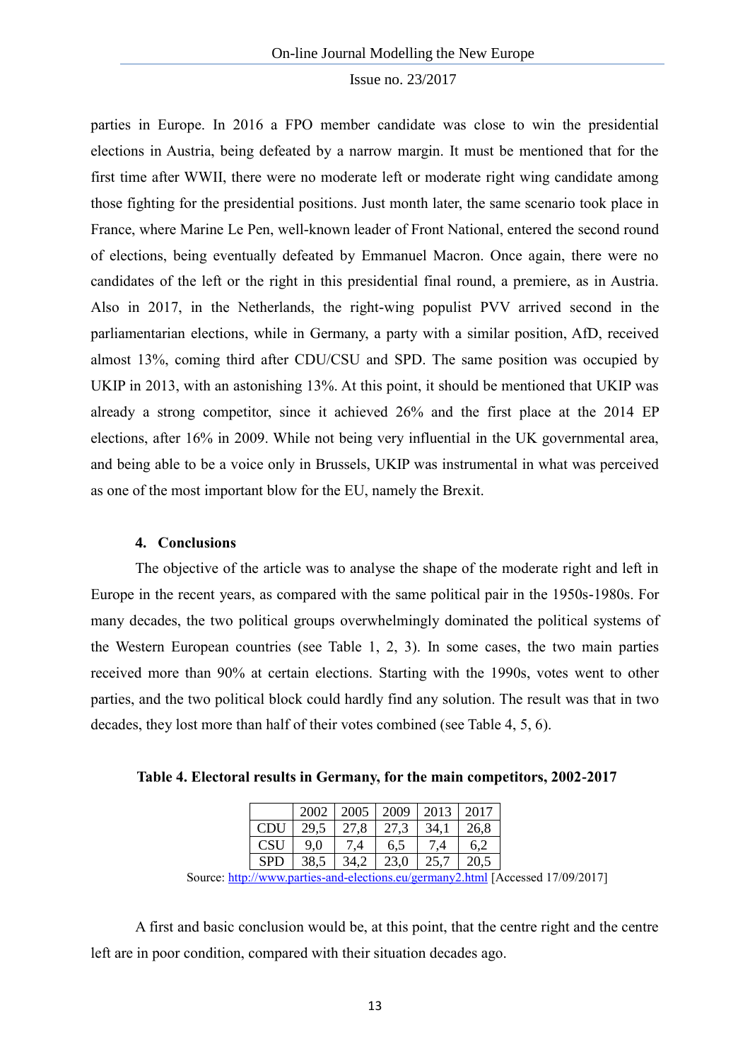parties in Europe. In 2016 a FPO member candidate was close to win the presidential elections in Austria, being defeated by a narrow margin. It must be mentioned that for the first time after WWII, there were no moderate left or moderate right wing candidate among those fighting for the presidential positions. Just month later, the same scenario took place in France, where Marine Le Pen, well-known leader of Front National, entered the second round of elections, being eventually defeated by Emmanuel Macron. Once again, there were no candidates of the left or the right in this presidential final round, a premiere, as in Austria. Also in 2017, in the Netherlands, the right-wing populist PVV arrived second in the parliamentarian elections, while in Germany, a party with a similar position, AfD, received almost 13%, coming third after CDU/CSU and SPD. The same position was occupied by UKIP in 2013, with an astonishing 13%. At this point, it should be mentioned that UKIP was already a strong competitor, since it achieved 26% and the first place at the 2014 EP elections, after 16% in 2009. While not being very influential in the UK governmental area, and being able to be a voice only in Brussels, UKIP was instrumental in what was perceived as one of the most important blow for the EU, namely the Brexit.

## 4. Conclusions

The objective of the article was to analyse the shape of the moderate right and left in Europe in the recent years, as compared with the same political pair in the 1950s-1980s. For many decades, the two political groups overwhelmingly dominated the political systems of the Western European countries (see Table 1, 2, 3). In some cases, the two main parties received more than 90% at certain elections. Starting with the 1990s, votes went to other parties, and the two political block could hardly find any solution. The result was that in two decades, they lost more than half of their votes combined (see Table 4, 5, 6).

**Table 4. Electoral results in Germany, for the main competitors, 2002-2017**

| | 2002 | 2005 | 2009 | 2013 | 2017 |
|---|---|---|---|---|---|
| CDU | 29,5 | 27,8 | 27,3 | 34,1 | 26,8 |
| CSU | 9,0 | 7,4 | 6,5 | 7,4 | 6,2 |
| SPD | 38,5 | 34,2 | 23,0 | 25,7 | 20,5 |

Source: http://www.parties-and-elections.eu/germany2.html [Accessed 17/09/2017]

A first and basic conclusion would be, at this point, that the centre right and the centre left are in poor condition, compared with their situation decades ago.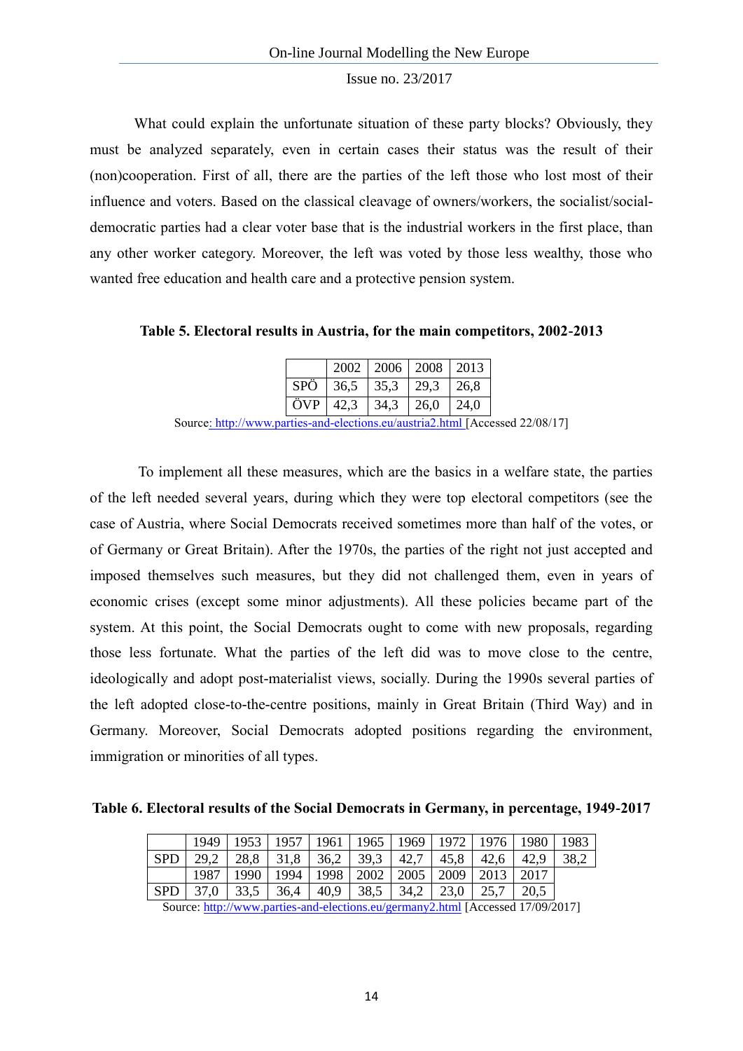What could explain the unfortunate situation of these party blocks? Obviously, they must be analyzed separately, even in certain cases their status was the result of their (non)cooperation. First of all, there are the parties of the left those who lost most of their influence and voters. Based on the classical cleavage of owners/workers, the socialist/social-democratic parties had a clear voter base that is the industrial workers in the first place, than any other worker category. Moreover, the left was voted by those less wealthy, those who wanted free education and health care and a protective pension system.

**Table 5. Electoral results in Austria, for the main competitors, 2002-2013**

| | 2002 | 2006 | 2008 | 2013 |
|---|---|---|---|---|
| SPÖ | 36,5 | 35,3 | 29,3 | 26,8 |
| ÖVP | 42,3 | 34,3 | 26,0 | 24,0 |

Source: http://www.parties-and-elections.eu/austria2.html [Accessed 22/08/17]

To implement all these measures, which are the basics in a welfare state, the parties of the left needed several years, during which they were top electoral competitors (see the case of Austria, where Social Democrats received sometimes more than half of the votes, or of Germany or Great Britain). After the 1970s, the parties of the right not just accepted and imposed themselves such measures, but they did not challenged them, even in years of economic crises (except some minor adjustments). All these policies became part of the system. At this point, the Social Democrats ought to come with new proposals, regarding those less fortunate. What the parties of the left did was to move close to the centre, ideologically and adopt post-materialist views, socially. During the 1990s several parties of the left adopted close-to-the-centre positions, mainly in Great Britain (Third Way) and in Germany. Moreover, Social Democrats adopted positions regarding the environment, immigration or minorities of all types.

**Table 6. Electoral results of the Social Democrats in Germany, in percentage, 1949-2017**

| | 1949 | 1953 | 1957 | 1961 | 1965 | 1969 | 1972 | 1976 | 1980 | 1983 |
|---|---|---|---|---|---|---|---|---|---|---|
| SPD | 29,2 | 28,8 | 31,8 | 36,2 | 39,3 | 42,7 | 45,8 | 42,6 | 42,9 | 38,2 |
| | 1987 | 1990 | 1994 | 1998 | 2002 | 2005 | 2009 | 2013 | 2017 | |
| SPD | 37,0 | 33,5 | 36,4 | 40,9 | 38,5 | 34,2 | 23,0 | 25,7 | 20,5 | |

Source: http://www.parties-and-elections.eu/germany2.html [Accessed 17/09/2017]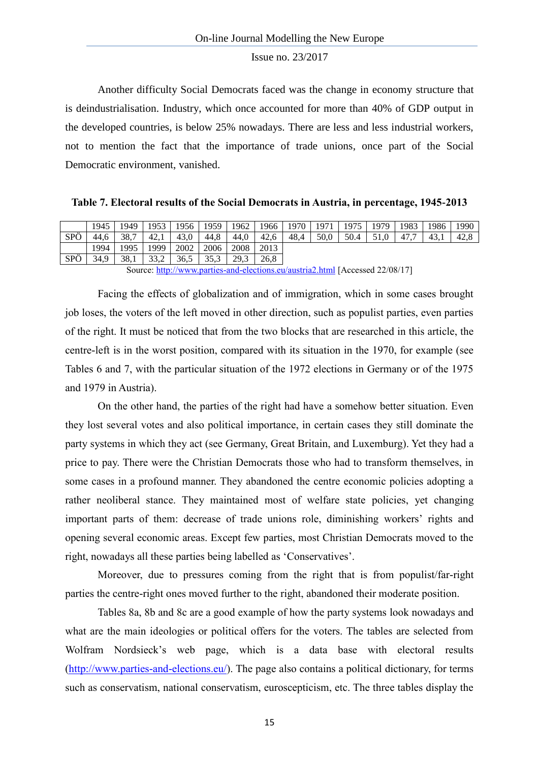Another difficulty Social Democrats faced was the change in economy structure that is deindustrialisation. Industry, which once accounted for more than 40% of GDP output in the developed countries, is below 25% nowadays. There are less and less industrial workers, not to mention the fact that the importance of trade unions, once part of the Social Democratic environment, vanished.

**Table 7. Electoral results of the Social Democrats in Austria, in percentage, 1945-2013**

| | 1945 | 1949 | 1953 | 1956 | 1959 | 1962 | 1966 | 1970 | 1971 | 1975 | 1979 | 1983 | 1986 | 1990 |
|---|---|---|---|---|---|---|---|---|---|---|---|---|---|---|
| SPÖ | 44,6 | 38,7 | 42,1 | 43,0 | 44,8 | 44,0 | 42,6 | 48,4 | 50,0 | 50.4 | 51,0 | 47,7 | 43,1 | 42,8 |
| | 1994 | 1995 | 1999 | 2002 | 2006 | 2008 | 2013 | | | | | | | |
| SPÖ | 34,9 | 38,1 | 33,2 | 36,5 | 35,3 | 29,3 | 26,8 | | | | | | | |

Source: http://www.parties-and-elections.eu/austria2.html [Accessed 22/08/17]

Facing the effects of globalization and of immigration, which in some cases brought job loses, the voters of the left moved in other direction, such as populist parties, even parties of the right. It must be noticed that from the two blocks that are researched in this article, the centre-left is in the worst position, compared with its situation in the 1970, for example (see Tables 6 and 7, with the particular situation of the 1972 elections in Germany or of the 1975 and 1979 in Austria).

On the other hand, the parties of the right had have a somehow better situation. Even they lost several votes and also political importance, in certain cases they still dominate the party systems in which they act (see Germany, Great Britain, and Luxemburg). Yet they had a price to pay. There were the Christian Democrats those who had to transform themselves, in some cases in a profound manner. They abandoned the centre economic policies adopting a rather neoliberal stance. They maintained most of welfare state policies, yet changing important parts of them: decrease of trade unions role, diminishing workers' rights and opening several economic areas. Except few parties, most Christian Democrats moved to the right, nowadays all these parties being labelled as 'Conservatives'.

Moreover, due to pressures coming from the right that is from populist/far-right parties the centre-right ones moved further to the right, abandoned their moderate position.

Tables 8a, 8b and 8c are a good example of how the party systems look nowadays and what are the main ideologies or political offers for the voters. The tables are selected from Wolfram Nordsieck's web page, which is a data base with electoral results (http://www.parties-and-elections.eu/). The page also contains a political dictionary, for terms such as conservatism, national conservatism, euroscepticism, etc. The three tables display the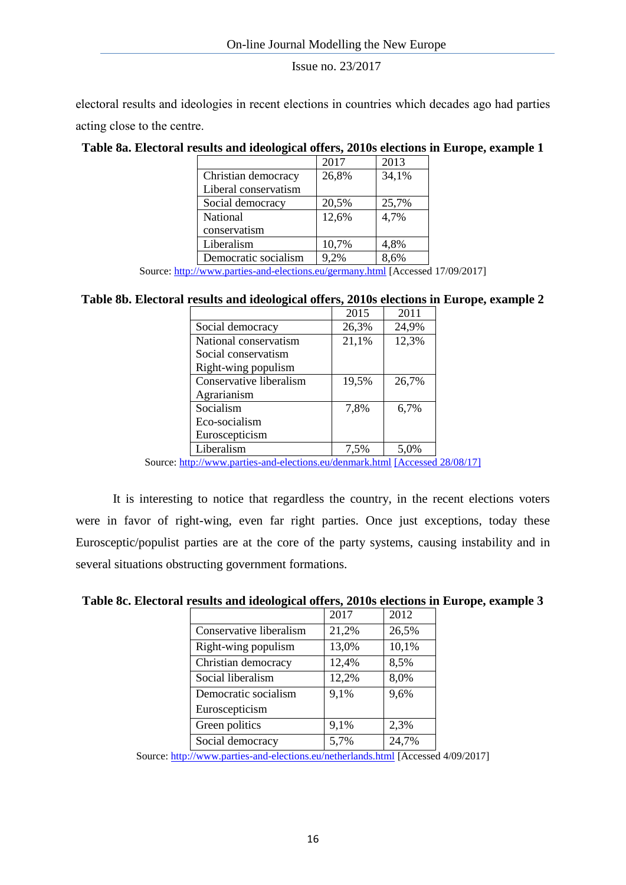electoral results and ideologies in recent elections in countries which decades ago had parties acting close to the centre.

**Table 8a. Electoral results and ideological offers, 2010s elections in Europe, example 1**

| | 2017 | 2013 |
|---|---|---|
| Christian democracy Liberal conservatism | 26,8% | 34,1% |
| Social democracy | 20,5% | 25,7% |
| National conservatism | 12,6% | 4,7% |
| Liberalism | 10,7% | 4,8% |
| Democratic socialism | 9,2% | 8,6% |

Source: http://www.parties-and-elections.eu/germany.html [Accessed 17/09/2017]

**Table 8b. Electoral results and ideological offers, 2010s elections in Europe, example 2**

| | 2015 | 2011 |
|---|---|---|
| Social democracy | 26,3% | 24,9% |
| National conservatism Social conservatism Right-wing populism | 21,1% | 12,3% |
| Conservative liberalism Agrarianism | 19,5% | 26,7% |
| Socialism Eco-socialism Euroscepticism | 7,8% | 6,7% |
| Liberalism | 7,5% | 5,0% |

Source: http://www.parties-and-elections.eu/denmark.html [Accessed 28/08/17]

It is interesting to notice that regardless the country, in the recent elections voters were in favor of right-wing, even far right parties. Once just exceptions, today these Eurosceptic/populist parties are at the core of the party systems, causing instability and in several situations obstructing government formations.

**Table 8c. Electoral results and ideological offers, 2010s elections in Europe, example 3**

| | 2017 | 2012 |
|---|---|---|
| Conservative liberalism | 21,2% | 26,5% |
| Right-wing populism | 13,0% | 10,1% |
| Christian democracy | 12,4% | 8,5% |
| Social liberalism | 12,2% | 8,0% |
| Democratic socialism Euroscepticism | 9,1% | 9,6% |
| Green politics | 9,1% | 2,3% |
| Social democracy | 5,7% | 24,7% |

Source: http://www.parties-and-elections.eu/netherlands.html [Accessed 4/09/2017]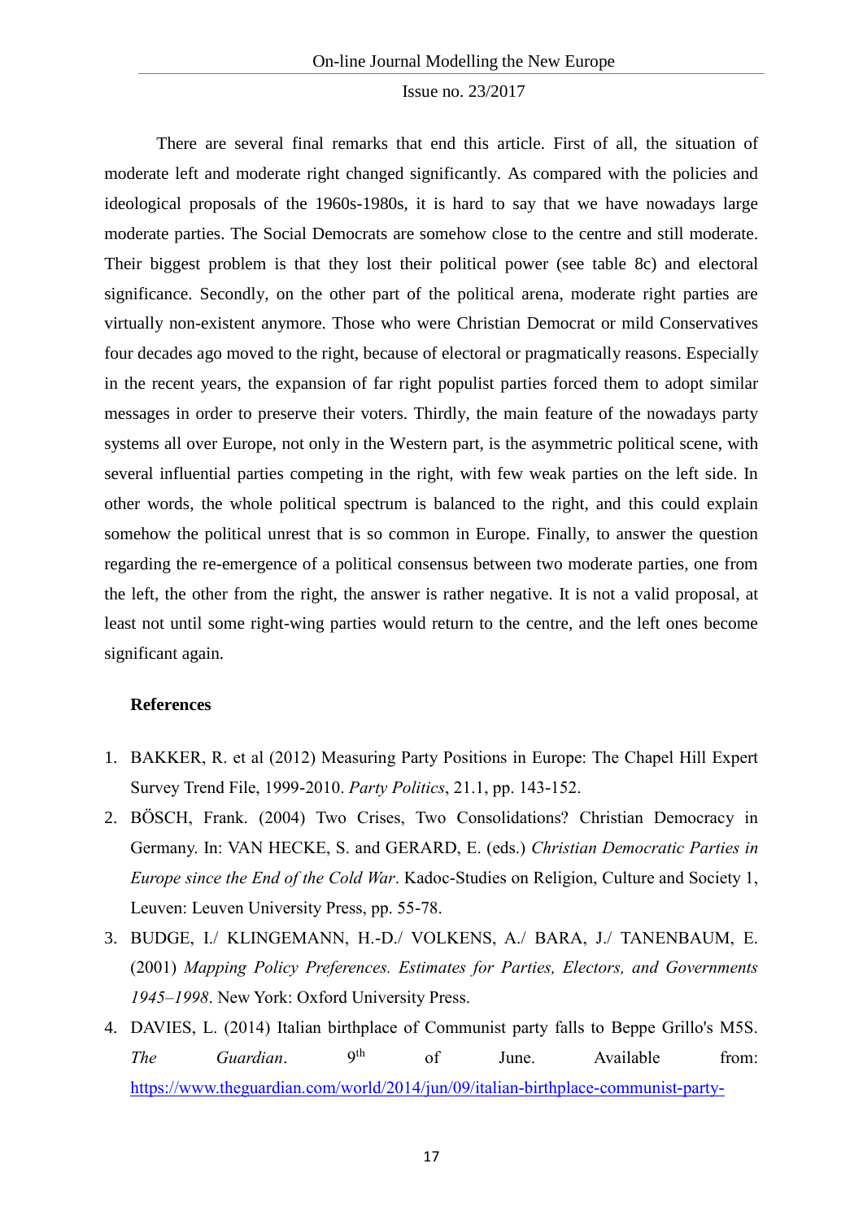There are several final remarks that end this article. First of all, the situation of moderate left and moderate right changed significantly. As compared with the policies and ideological proposals of the 1960s-1980s, it is hard to say that we have nowadays large moderate parties. The Social Democrats are somehow close to the centre and still moderate. Their biggest problem is that they lost their political power (see table 8c) and electoral significance. Secondly, on the other part of the political arena, moderate right parties are virtually non-existent anymore. Those who were Christian Democrat or mild Conservatives four decades ago moved to the right, because of electoral or pragmatically reasons. Especially in the recent years, the expansion of far right populist parties forced them to adopt similar messages in order to preserve their voters. Thirdly, the main feature of the nowadays party systems all over Europe, not only in the Western part, is the asymmetric political scene, with several influential parties competing in the right, with few weak parties on the left side. In other words, the whole political spectrum is balanced to the right, and this could explain somehow the political unrest that is so common in Europe. Finally, to answer the question regarding the re-emergence of a political consensus between two moderate parties, one from the left, the other from the right, the answer is rather negative. It is not a valid proposal, at least not until some right-wing parties would return to the centre, and the left ones become significant again.

**References**

1. BAKKER, R. et al (2012) Measuring Party Positions in Europe: The Chapel Hill Expert Survey Trend File, 1999-2010. *Party Politics*, 21.1, pp. 143-152.
2. BÖSCH, Frank. (2004) Two Crises, Two Consolidations? Christian Democracy in Germany. In: VAN HECKE, S. and GERARD, E. (eds.) *Christian Democratic Parties in Europe since the End of the Cold War*. Kadoc-Studies on Religion, Culture and Society 1, Leuven: Leuven University Press, pp. 55-78.
3. BUDGE, I./ KLINGEMANN, H.-D./ VOLKENS, A./ BARA, J./ TANENBAUM, E. (2001) *Mapping Policy Preferences. Estimates for Parties, Electors, and Governments 1945–1998*. New York: Oxford University Press.
4. DAVIES, L. (2014) Italian birthplace of Communist party falls to Beppe Grillo's M5S. *The Guardian*. 9th of June. Available from: https://www.theguardian.com/world/2014/jun/09/italian-birthplace-communist-party-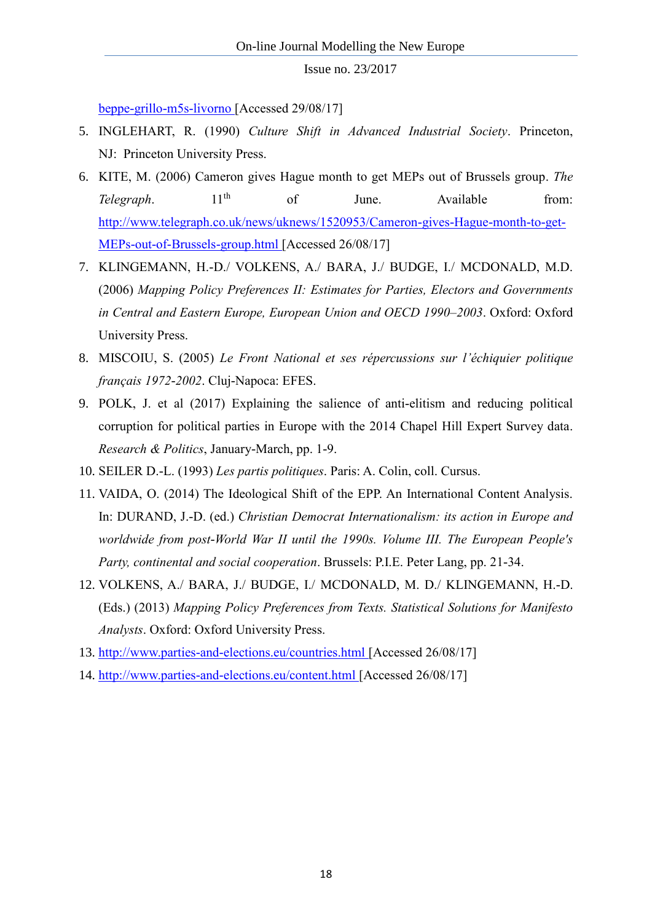beppe-grillo-m5s-livorno [Accessed 29/08/17]

5. INGLEHART, R. (1990) *Culture Shift in Advanced Industrial Society*. Princeton, NJ: Princeton University Press.
6. KITE, M. (2006) Cameron gives Hague month to get MEPs out of Brussels group. *The Telegraph*. 11th of June. Available from: http://www.telegraph.co.uk/news/uknews/1520953/Cameron-gives-Hague-month-to-get-MEPs-out-of-Brussels-group.html [Accessed 26/08/17]
7. KLINGEMANN, H.-D./ VOLKENS, A./ BARA, J./ BUDGE, I./ MCDONALD, M.D. (2006) *Mapping Policy Preferences II: Estimates for Parties, Electors and Governments in Central and Eastern Europe, European Union and OECD 1990–2003*. Oxford: Oxford University Press.
8. MISCOIU, S. (2005) *Le Front National et ses répercussions sur l'échiquier politique français 1972-2002*. Cluj-Napoca: EFES.
9. POLK, J. et al (2017) Explaining the salience of anti-elitism and reducing political corruption for political parties in Europe with the 2014 Chapel Hill Expert Survey data. *Research & Politics*, January-March, pp. 1-9.
10. SEILER D.-L. (1993) *Les partis politiques*. Paris: A. Colin, coll. Cursus.
11. VAIDA, O. (2014) The Ideological Shift of the EPP. An International Content Analysis. In: DURAND, J.-D. (ed.) *Christian Democrat Internationalism: its action in Europe and worldwide from post-World War II until the 1990s. Volume III. The European People's Party, continental and social cooperation*. Brussels: P.I.E. Peter Lang, pp. 21-34.
12. VOLKENS, A./ BARA, J./ BUDGE, I./ MCDONALD, M. D./ KLINGEMANN, H.-D. (Eds.) (2013) *Mapping Policy Preferences from Texts. Statistical Solutions for Manifesto Analysts*. Oxford: Oxford University Press.
13. http://www.parties-and-elections.eu/countries.html [Accessed 26/08/17]
14. http://www.parties-and-elections.eu/content.html [Accessed 26/08/17]